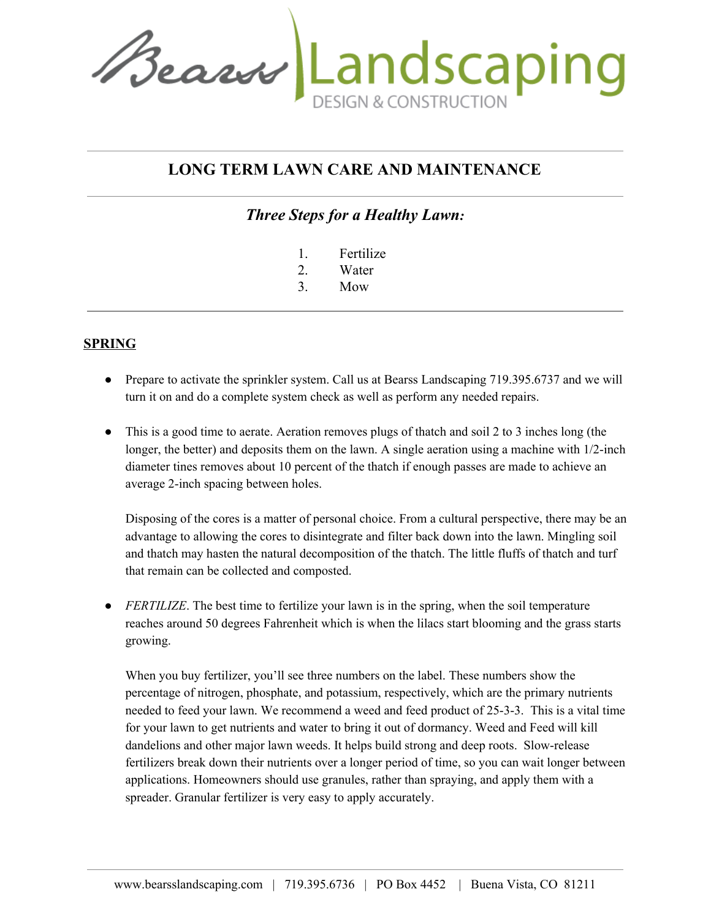# Bearss Landscaping

DESIGN & CONSTRUCTION

## LONG TERM LAWN CARE AND MAINTENANCE

### *Three Steps for a Healthy Lawn:*

1. Fertilize
2. Water
3. Mow

## SPRING

- Prepare to activate the sprinkler system. Call us at Bearss Landscaping 719.395.6737 and we will turn it on and do a complete system check as well as perform any needed repairs.

- This is a good time to aerate. Aeration removes plugs of thatch and soil 2 to 3 inches long (the longer, the better) and deposits them on the lawn. A single aeration using a machine with 1/2-inch diameter tines removes about 10 percent of the thatch if enough passes are made to achieve an average 2-inch spacing between holes.

  Disposing of the cores is a matter of personal choice. From a cultural perspective, there may be an advantage to allowing the cores to disintegrate and filter back down into the lawn. Mingling soil and thatch may hasten the natural decomposition of the thatch. The little fluffs of thatch and turf that remain can be collected and composted.

- *FERTILIZE*. The best time to fertilize your lawn is in the spring, when the soil temperature reaches around 50 degrees Fahrenheit which is when the lilacs start blooming and the grass starts growing.

  When you buy fertilizer, you'll see three numbers on the label. These numbers show the percentage of nitrogen, phosphate, and potassium, respectively, which are the primary nutrients needed to feed your lawn. We recommend a weed and feed product of 25-3-3. This is a vital time for your lawn to get nutrients and water to bring it out of dormancy. Weed and Feed will kill dandelions and other major lawn weeds. It helps build strong and deep roots. Slow-release fertilizers break down their nutrients over a longer period of time, so you can wait longer between applications. Homeowners should use granules, rather than spraying, and apply them with a spreader. Granular fertilizer is very easy to apply accurately.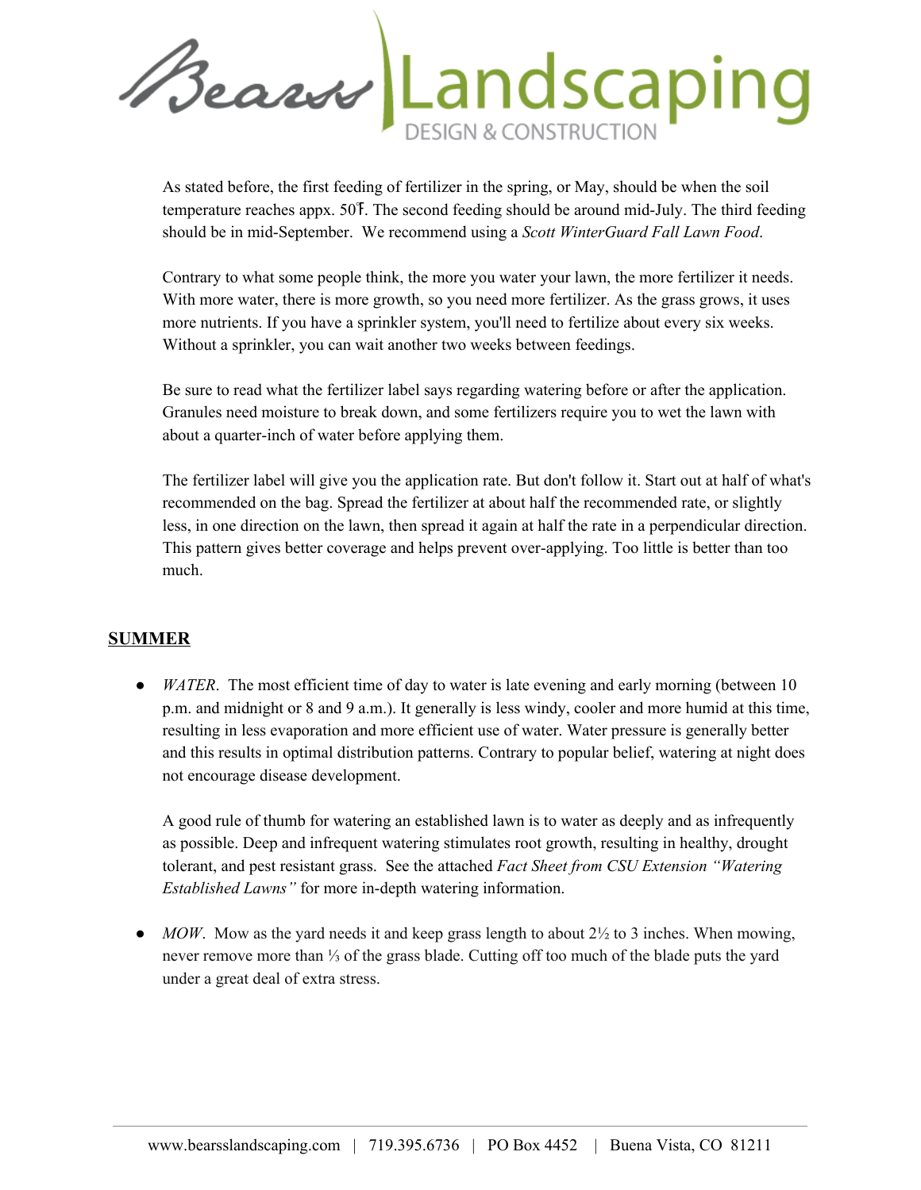As stated before, the first feeding of fertilizer in the spring, or May, should be when the soil temperature reaches appx. 50℉. The second feeding should be around mid-July. The third feeding should be in mid-September. We recommend using a *Scott WinterGuard Fall Lawn Food*.

Contrary to what some people think, the more you water your lawn, the more fertilizer it needs. With more water, there is more growth, so you need more fertilizer. As the grass grows, it uses more nutrients. If you have a sprinkler system, you'll need to fertilize about every six weeks. Without a sprinkler, you can wait another two weeks between feedings.

Be sure to read what the fertilizer label says regarding watering before or after the application. Granules need moisture to break down, and some fertilizers require you to wet the lawn with about a quarter-inch of water before applying them.

The fertilizer label will give you the application rate. But don't follow it. Start out at half of what's recommended on the bag. Spread the fertilizer at about half the recommended rate, or slightly less, in one direction on the lawn, then spread it again at half the rate in a perpendicular direction. This pattern gives better coverage and helps prevent over-applying. Too little is better than too much.

## SUMMER

- *WATER*. The most efficient time of day to water is late evening and early morning (between 10 p.m. and midnight or 8 and 9 a.m.). It generally is less windy, cooler and more humid at this time, resulting in less evaporation and more efficient use of water. Water pressure is generally better and this results in optimal distribution patterns. Contrary to popular belief, watering at night does not encourage disease development.

  A good rule of thumb for watering an established lawn is to water as deeply and as infrequently as possible. Deep and infrequent watering stimulates root growth, resulting in healthy, drought tolerant, and pest resistant grass. See the attached *Fact Sheet from CSU Extension "Watering Established Lawns"* for more in-depth watering information.

- *MOW*. Mow as the yard needs it and keep grass length to about 2½ to 3 inches. When mowing, never remove more than ⅓ of the grass blade. Cutting off too much of the blade puts the yard under a great deal of extra stress.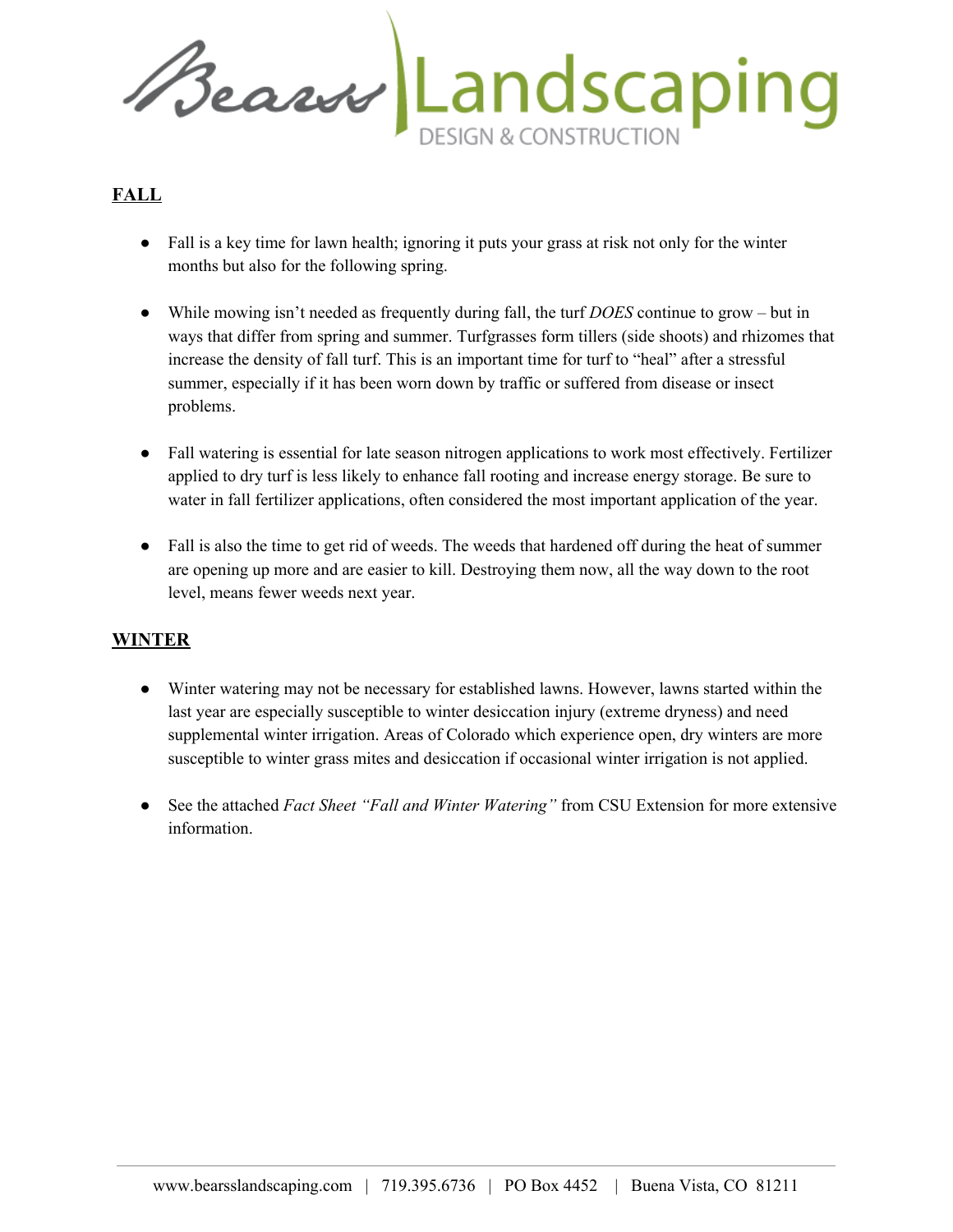**FALL**

- Fall is a key time for lawn health; ignoring it puts your grass at risk not only for the winter months but also for the following spring.

- While mowing isn't needed as frequently during fall, the turf *DOES* continue to grow – but in ways that differ from spring and summer. Turfgrasses form tillers (side shoots) and rhizomes that increase the density of fall turf. This is an important time for turf to "heal" after a stressful summer, especially if it has been worn down by traffic or suffered from disease or insect problems.

- Fall watering is essential for late season nitrogen applications to work most effectively. Fertilizer applied to dry turf is less likely to enhance fall rooting and increase energy storage. Be sure to water in fall fertilizer applications, often considered the most important application of the year.

- Fall is also the time to get rid of weeds. The weeds that hardened off during the heat of summer are opening up more and are easier to kill. Destroying them now, all the way down to the root level, means fewer weeds next year.

**WINTER**

- Winter watering may not be necessary for established lawns. However, lawns started within the last year are especially susceptible to winter desiccation injury (extreme dryness) and need supplemental winter irrigation. Areas of Colorado which experience open, dry winters are more susceptible to winter grass mites and desiccation if occasional winter irrigation is not applied.

- See the attached *Fact Sheet "Fall and Winter Watering"* from CSU Extension for more extensive information.